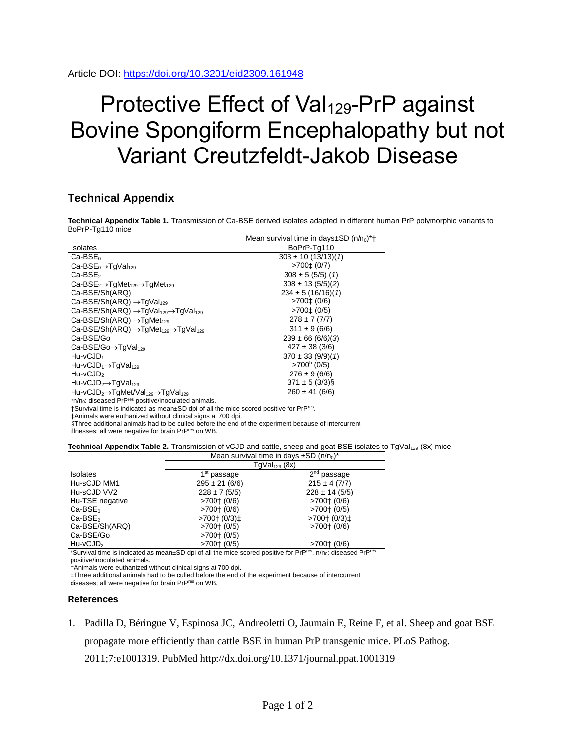Article DOI: https://doi.org/10.3201/eid2309.161948

# Protective Effect of $Val_{129}$-PrP against Bovine Spongiform Encephalopathy but not Variant Creutzfeldt-Jakob Disease

## Technical Appendix

**Technical Appendix Table 1.** Transmission of Ca-BSE derived isolates adapted in different human PrP polymorphic variants to BoPrP-Tg110 mice

| Isolates | Mean survival time in days±SD ($n/n_0$)*† BoPrP-Tg110 |
|---|---|
| $Ca\text{-}BSE_0$ | 303 ± 10 (13/13)(*1*) |
| $Ca\text{-}BSE_0 \rightarrow TgVal_{129}$ | >700‡ (0/7) |
| $Ca\text{-}BSE_2$ | 308 ± 5 (5/5) (*1*) |
| $Ca\text{-}BSE_2 \rightarrow TgMet_{129} \rightarrow TgMet_{129}$ | 308 ± 13 (5/5)(*2*) |
| Ca-BSE/Sh(ARQ) | 234 ± 5 (16/16)(*1*) |
| Ca-BSE/Sh(ARQ) $\rightarrow TgVal_{129}$ | >700‡ (0/6) |
| Ca-BSE/Sh(ARQ) $\rightarrow TgVal_{129} \rightarrow TgVal_{129}$ | >700‡ (0/5) |
| Ca-BSE/Sh(ARQ) $\rightarrow TgMet_{129}$ | 278 ± 7 (7/7) |
| Ca-BSE/Sh(ARQ) $\rightarrow TgMet_{129} \rightarrow TgVal_{129}$ | 311 ± 9 (6/6) |
| Ca-BSE/Go | 239 ± 66 (6/6)(*3*) |
| Ca-BSE/Go$\rightarrow TgVal_{129}$ | 427 ± 38 (3/6) |
| $Hu\text{-}vCJD_1$ | 370 ± 33 (9/9)(*1*) |
| $Hu\text{-}vCJD_1 \rightarrow TgVal_{129}$ | >700[b] (0/5) |
| $Hu\text{-}vCJD_2$ | 276 ± 9 (6/6) |
| $Hu\text{-}vCJD_2 \rightarrow TgVal_{129}$ | 371 ± 5 (3/3)§ |
| $Hu\text{-}vCJD_2 \rightarrow TgMet/Val_{129} \rightarrow TgVal_{129}$ | 260 ± 41 (6/6) |

*$n/n_0$: diseased $PrP^{res}$ positive/inoculated animals.

†Survival time is indicated as mean±SD dpi of all the mice scored positive for $PrP^{res}$.

‡Animals were euthanized without clinical signs at 700 dpi.

§Three additional animals had to be culled before the end of the experiment because of intercurrent illnesses; all were negative for brain $PrP^{res}$ on WB.

**Technical Appendix Table 2.** Transmission of vCJD and cattle, sheep and goat BSE isolates to $TgVal_{129}$ (8x) mice

| | Mean survival time in days ±SD ($n/n_0$)* | |
|---|---|---|
| | $TgVal_{129}$ (8x) | |
| Isolates | 1st passage | 2nd passage |
| Hu-sCJD MM1 | 295 ± 21 (6/6) | 215 ± 4 (7/7) |
| Hu-sCJD VV2 | 228 ± 7 (5/5) | 228 ± 14 (5/5) |
| Hu-TSE negative | >700† (0/6) | >700† (0/6) |
| $Ca\text{-}BSE_0$ | >700† (0/6) | >700† (0/5) |
| $Ca\text{-}BSE_2$ | >700† (0/3)‡ | >700† (0/3)‡ |
| Ca-BSE/Sh(ARQ) | >700† (0/5) | >700† (0/6) |
| Ca-BSE/Go | >700† (0/5) | |
| $Hu\text{-}vCJD_2$ | >700† (0/5) | >700† (0/6) |

*Survival time is indicated as mean±SD dpi of all the mice scored positive for $PrP^{res}$. $n/n_0$: diseased $PrP^{res}$ positive/inoculated animals.

†Animals were euthanized without clinical signs at 700 dpi.

‡Three additional animals had to be culled before the end of the experiment because of intercurrent diseases; all were negative for brain $PrP^{res}$ on WB.

## References

1. Padilla D, Béringue V, Espinosa JC, Andreoletti O, Jaumain E, Reine F, et al. Sheep and goat BSE propagate more efficiently than cattle BSE in human PrP transgenic mice. PLoS Pathog. 2011;7:e1001319. PubMed http://dx.doi.org/10.1371/journal.ppat.1001319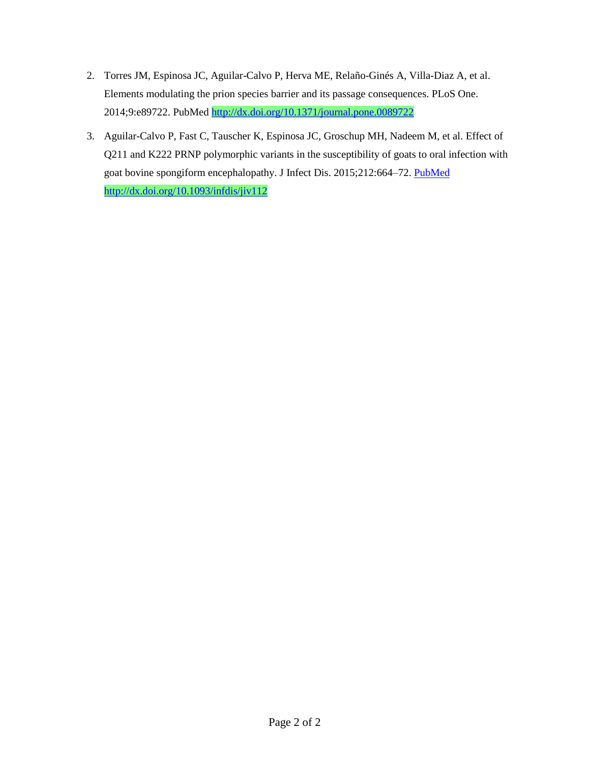2. Torres JM, Espinosa JC, Aguilar-Calvo P, Herva ME, Relaño-Ginés A, Villa-Diaz A, et al. Elements modulating the prion species barrier and its passage consequences. PLoS One. 2014;9:e89722. PubMed http://dx.doi.org/10.1371/journal.pone.0089722

3. Aguilar-Calvo P, Fast C, Tauscher K, Espinosa JC, Groschup MH, Nadeem M, et al. Effect of Q211 and K222 PRNP polymorphic variants in the susceptibility of goats to oral infection with goat bovine spongiform encephalopathy. J Infect Dis. 2015;212:664–72. PubMed http://dx.doi.org/10.1093/infdis/jiv112